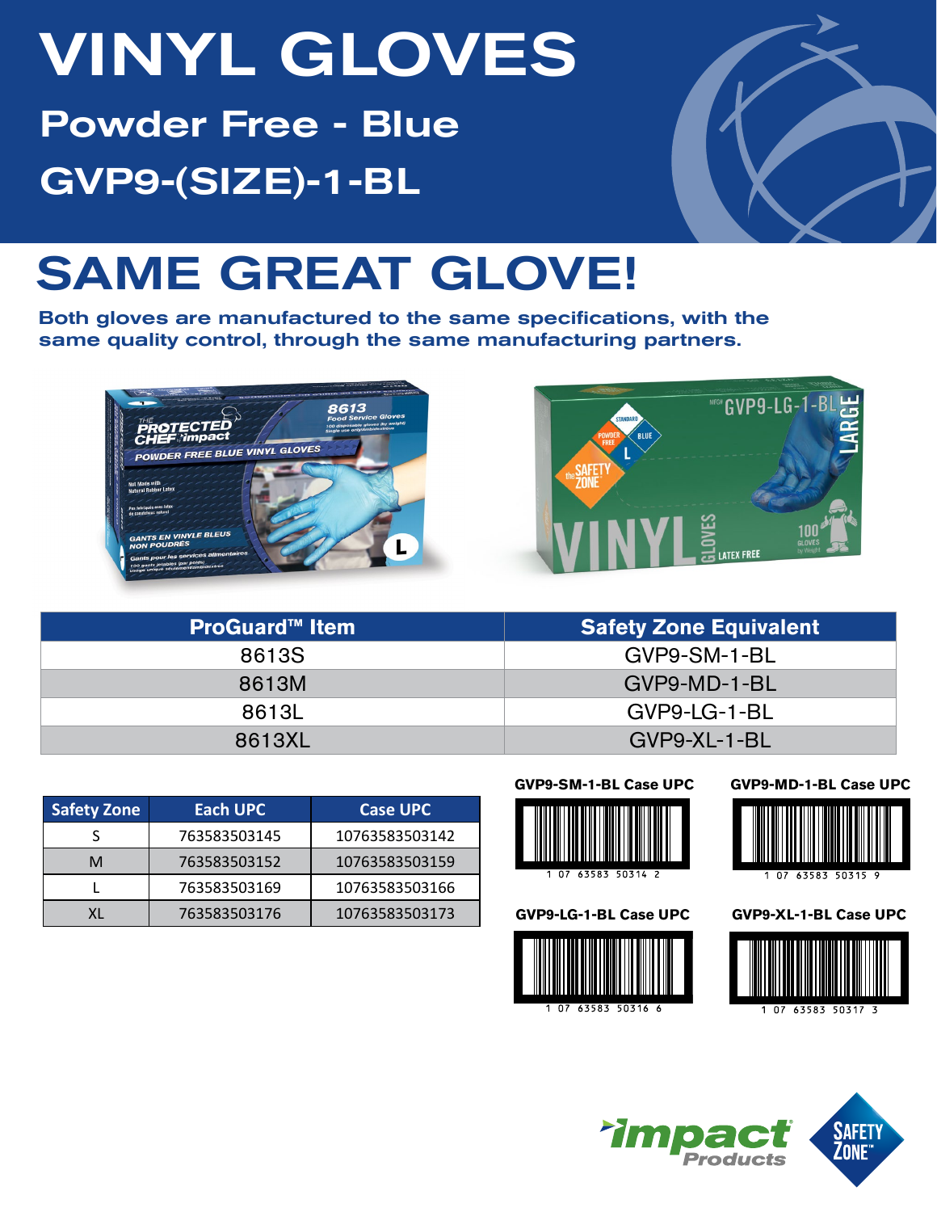# VINYL GLOVES

## Powder Free - Blue

## GVP9-(SIZE)-1-BL

# SAME GREAT GLOVE!

**Both gloves are manufactured to the same specifications, with the same quality control, through the same manufacturing partners.**

| ProGuard™ Item | Safety Zone Equivalent |
|---|---|
| 8613S | GVP9-SM-1-BL |
| 8613M | GVP9-MD-1-BL |
| 8613L | GVP9-LG-1-BL |
| 8613XL | GVP9-XL-1-BL |

| Safety Zone | Each UPC | Case UPC |
|---|---|---|
| S | 763583503145 | 10763583503142 |
| M | 763583503152 | 10763583503159 |
| L | 763583503169 | 10763583503166 |
| XL | 763583503176 | 10763583503173 |

**GVP9-SM-1-BL Case UPC**

1 07 63583 50314 2

**GVP9-MD-1-BL Case UPC**

1 07 63583 50315 9

**GVP9-LG-1-BL Case UPC**

1 07 63583 50316 6

**GVP9-XL-1-BL Case UPC**

1 07 63583 50317 3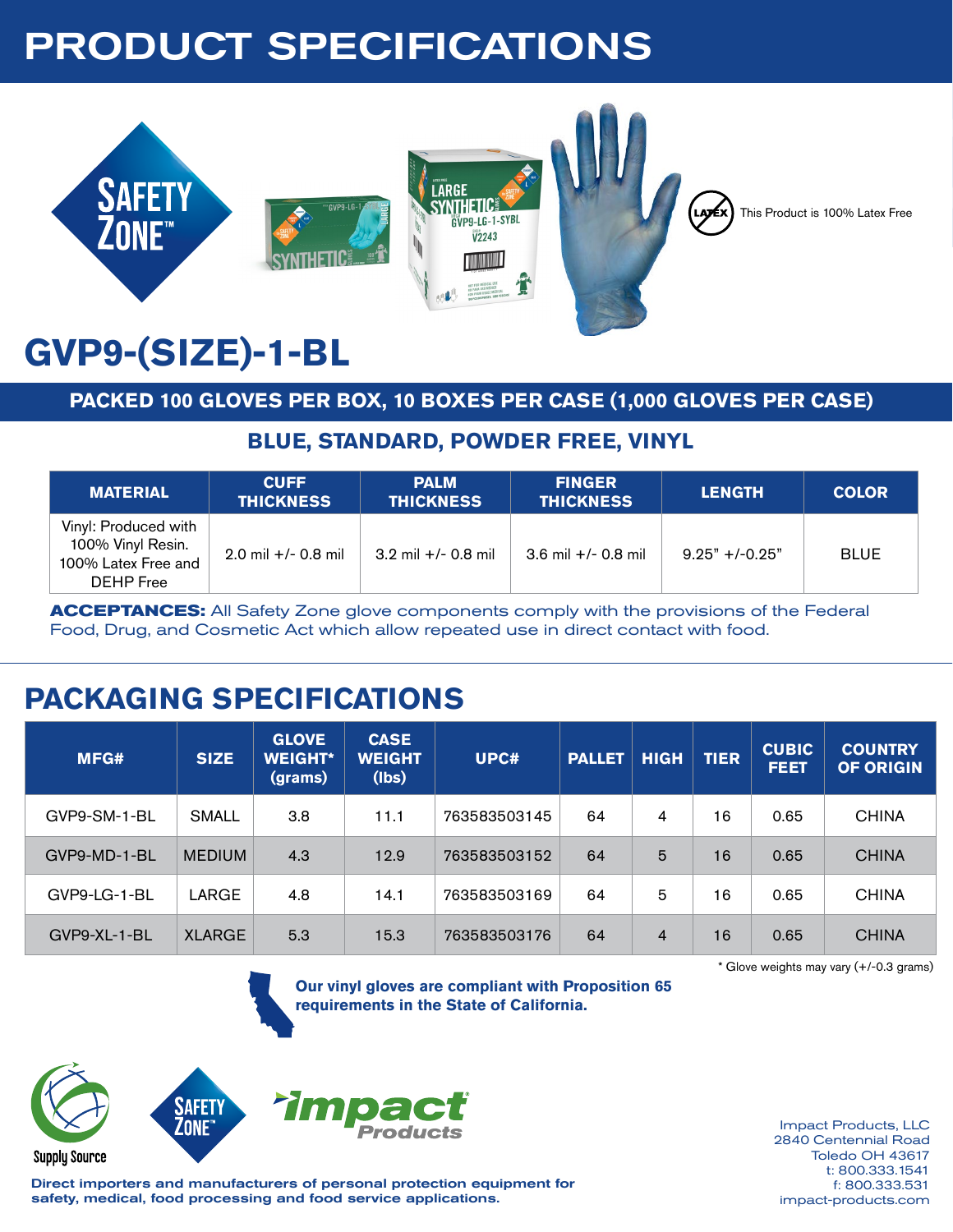# PRODUCT SPECIFICATIONS

This Product is 100% Latex Free

# GVP9-(SIZE)-1-BL

**PACKED 100 GLOVES PER BOX, 10 BOXES PER CASE (1,000 GLOVES PER CASE)**

### BLUE, STANDARD, POWDER FREE, VINYL

| MATERIAL | CUFF THICKNESS | PALM THICKNESS | FINGER THICKNESS | LENGTH | COLOR |
|---|---|---|---|---|---|
| Vinyl: Produced with 100% Vinyl Resin. 100% Latex Free and DEHP Free | 2.0 mil +/- 0.8 mil | 3.2 mil +/- 0.8 mil | 3.6 mil +/- 0.8 mil | 9.25" +/-0.25" | BLUE |

**ACCEPTANCES:** All Safety Zone glove components comply with the provisions of the Federal Food, Drug, and Cosmetic Act which allow repeated use in direct contact with food.

## PACKAGING SPECIFICATIONS

| MFG# | SIZE | GLOVE WEIGHT* (grams) | CASE WEIGHT (lbs) | UPC# | PALLET | HIGH | TIER | CUBIC FEET | COUNTRY OF ORIGIN |
|---|---|---|---|---|---|---|---|---|---|
| GVP9-SM-1-BL | SMALL | 3.8 | 11.1 | 763583503145 | 64 | 4 | 16 | 0.65 | CHINA |
| GVP9-MD-1-BL | MEDIUM | 4.3 | 12.9 | 763583503152 | 64 | 5 | 16 | 0.65 | CHINA |
| GVP9-LG-1-BL | LARGE | 4.8 | 14.1 | 763583503169 | 64 | 5 | 16 | 0.65 | CHINA |
| GVP9-XL-1-BL | XLARGE | 5.3 | 15.3 | 763583503176 | 64 | 4 | 16 | 0.65 | CHINA |

* Glove weights may vary (+/-0.3 grams)

**Our vinyl gloves are compliant with Proposition 65 requirements in the State of California.**

**Direct importers and manufacturers of personal protection equipment for safety, medical, food processing and food service applications.**

Impact Products, LLC
2840 Centennial Road
Toledo OH 43617
t: 800.333.1541
f: 800.333.531
impact-products.com